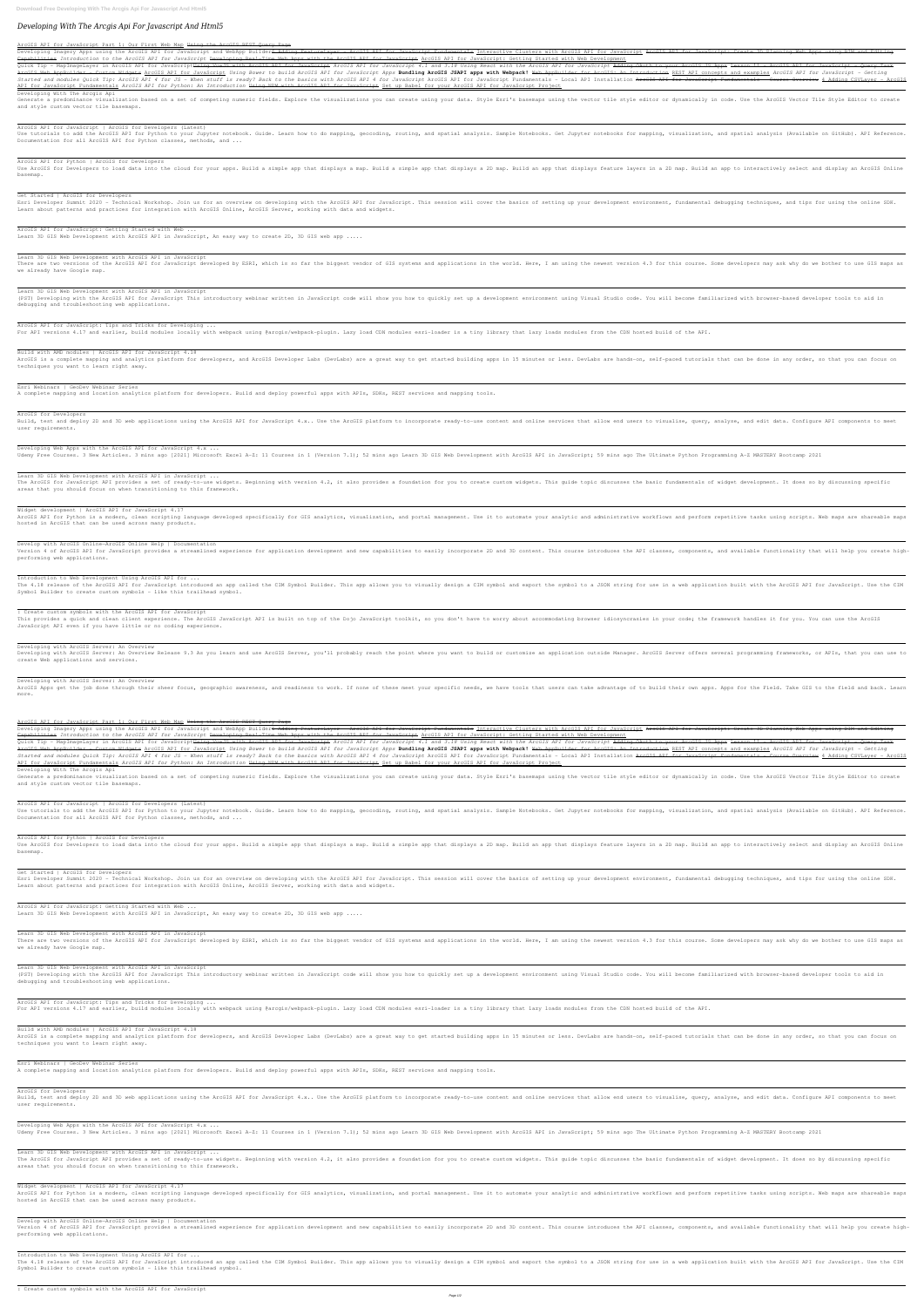# Developing With The Arcgis Api For Javascript And Html5

ArcGIS API for JavaScript Part 1: Our First Web Map Using the ArcGIS REST Query Page

Developing Imagery Apps using the ArcGIS API for JavaScript and WebApp Builder~~Adding FeatureLayer - ArcGIS API for JavaScript Fundamentals~~ Interactive Clusters with ArcGIS API for JavaScript ~~ArcGIS API for JavaScript: Create 3D Planning Web Apps using BIM and Editing Capabilities~~ *Introduction to the ArcGIS API for JavaScript* Developing Real-Time Web Apps with the ArcGIS API for JavaScript ArcGIS API for JavaScript: Getting Started with Web Development

Quick Tip - MapImageLayer in ArcGIS API for JavaScript~~Using Vue.js with ArcGIS API for JavaScript~~ *ArcGIS API for JavaScript 4.x and 3.18 Using React with the ArcGIS API for JavaScript* ~~Adding OAuth to your ArcGIS JS Apps~~ ~~Lesson 11 - ArcGIS API for JavaScript - Query Task~~ ~~ArcGIS Web AppBuilder - Custom Widgets~~ ArcGIS API for JavaScript *Using Bower to build ArcGIS API for JavaScript Apps* **Bundling ArcGIS JSAPI apps with Webpack!** ~~Web AppBuilder for ArcGIS: An Introduction~~ REST API concepts and examples *ArcGIS API for JavaScript - Getting Started and modules Quick Tip: ArcGIS API 4 for JS - When stuff is ready? Back to the basics with ArcGIS API 4 for JavaScript* ArcGIS API for JavaScript Fundamentals - Local API Installation ~~ArcGIS API for JavaScript Fundamentals - Course Overview~~ 4 Adding CSVLayer - ArcGIS API for JavaScript Fundamentals *ArcGIS API for Python: An Introduction* ~~Using NPM with ArcGIS API for JavaScript~~ Set up Babel for your ArcGIS API for JavaScript Project

Developing With The Arcgis Api

Generate a predominance visualization based on a set of competing numeric fields. Explore the visualizations you can create using your data. Style Esri's basemaps using the vector tile style editor or dynamically in code. Use the ArcGIS Vector Tile Style Editor to create and style custom vector tile basemaps.

ArcGIS API for JavaScript | ArcGIS for Developers (Latest)

Use tutorials to add the ArcGIS API for Python to your Jupyter notebook. Guide. Learn how to do mapping, geocoding, routing, and spatial analysis. Sample Notebooks. Get Jupyter notebooks for mapping, visualization, and spatial analysis (Available on GitHub). API Reference. Documentation for all ArcGIS API for Python classes, methods, and ...

ArcGIS API for Python | ArcGIS for Developers

Use ArcGIS for Developers to load data into the cloud for your apps. Build a simple app that displays a map. Build a simple app that displays a 2D map. Build an app that displays feature layers in a 2D map. Build an app to interactively select and display an ArcGIS Online basemap.

Get Started | ArcGIS for Developers

Esri Developer Summit 2020 - Technical Workshop. Join us for an overview on developing with the ArcGIS API for JavaScript. This session will cover the basics of setting up your development environment, fundamental debugging techniques, and tips for using the online SDK. Learn about patterns and practices for integration with ArcGIS Online, ArcGIS Server, working with data and widgets.

ArcGIS API for JavaScript: Getting Started with Web ...

Learn 3D GIS Web Development with ArcGIS API in JavaScript, An easy way to create 2D, 3D GIS web app .....

Learn 3D GIS Web Development with ArcGIS API in JavaScript

There are two versions of the ArcGIS API for JavaScript developed by ESRI, which is so far the biggest vendor of GIS systems and applications in the world. Here, I am using the newest version 4.3 for this course. Some developers may ask why do we bother to use GIS maps as we already have Google map.

Learn 3D GIS Web Development with ArcGIS API in JavaScript

(PST) Developing with the ArcGIS API for JavaScript This introductory webinar written in JavaScript code will show you how to quickly set up a development environment using Visual Studio code. You will become familiarized with browser-based developer tools to aid in debugging and troubleshooting web applications.

ArcGIS API for JavaScript: Tips and Tricks for Developing ...

For API versions 4.17 and earlier, build modules locally with webpack using @arcgis/webpack-plugin. Lazy load CDN modules esri-loader is a tiny library that lazy loads modules from the CDN hosted build of the API.

Build with AMD modules | ArcGIS API for JavaScript 4.18

ArcGIS is a complete mapping and analytics platform for developers, and ArcGIS Developer Labs (DevLabs) are a great way to get started building apps in 15 minutes or less. DevLabs are hands-on, self-paced tutorials that can be done in any order, so that you can focus on techniques you want to learn right away.

Esri Webinars | GeoDev Webinar Series

A complete mapping and location analytics platform for developers. Build and deploy powerful apps with APIs, SDKs, REST services and mapping tools.

ArcGIS for Developers

Build, test and deploy 2D and 3D web applications using the ArcGIS API for JavaScript 4.x.. Use the ArcGIS platform to incorporate ready-to-use content and online services that allow end users to visualise, query, analyse, and edit data. Configure API components to meet user requirements.

Developing Web Apps with the ArcGIS API for JavaScript 4.x ...

Udemy Free Courses. 3 New Articles. 3 mins ago [2021] Microsoft Excel A-Z: 11 Courses in 1 [Version 7.1]; 52 mins ago Learn 3D GIS Web Development with ArcGIS API in JavaScript; 59 mins ago The Ultimate Python Programming A-Z MASTERY Bootcamp 2021

Learn 3D GIS Web Development with ArcGIS API in JavaScript ...

The ArcGIS for JavaScript API provides a set of ready-to-use widgets. Beginning with version 4.2, it also provides a foundation for you to create custom widgets. This guide topic discusses the basic fundamentals of widget development. It does so by discussing specific areas that you should focus on when transitioning to this framework.

Widget development | ArcGIS API for JavaScript 4.17

ArcGIS API for Python is a modern, clean scripting language developed specifically for GIS analytics, visualization, and portal management. Use it to automate your analytic and administrative workflows and perform repetitive tasks using scripts. Web maps are shareable maps hosted in ArcGIS that can be used across many products.

Develop with ArcGIS Online—ArcGIS Online Help | Documentation

Version 4 of ArcGIS API for JavaScript provides a streamlined experience for application development and new capabilities to easily incorporate 2D and 3D content. This course introduces the API classes, components, and available functionality that will help you create high-performing web applications.

Introduction to Web Development Using ArcGIS API for ...

The 4.18 release of the ArcGIS API for JavaScript introduced an app called the CIM Symbol Builder. This app allows you to visually design a CIM symbol and export the symbol to a JSON string for use in a web application built with the ArcGIS API for JavaScript. Use the CIM Symbol Builder to create custom symbols - like this trailhead symbol.

: Create custom symbols with the ArcGIS API for JavaScript

This provides a quick and clean client experience. The ArcGIS JavaScript API is built on top of the Dojo JavaScript toolkit, so you don't have to worry about accommodating browser idiosyncrasies in your code; the framework handles it for you. You can use the ArcGIS JavaScript API even if you have little or no coding experience.

Developing with ArcGIS Server: An Overview

Developing with ArcGIS Server: An Overview Release 9.3 As you learn and use ArcGIS Server, you'll probably reach the point where you want to build or customize an application outside Manager. ArcGIS Server offers several programming frameworks, or APIs, that you can use to create Web applications and services.

Developing with ArcGIS Server: An Overview

ArcGIS Apps get the job done through their sheer focus, geographic awareness, and readiness to work. If none of these meet your specific needs, we have tools that users can take advantage of to build their own apps. Apps for the Field. Take GIS to the field and back. Learn more.

ArcGIS API for JavaScript Part 1: Our First Web Map Using the ArcGIS REST Query Page

Developing Imagery Apps using the ArcGIS API for JavaScript and WebApp Builder~~Adding FeatureLayer - ArcGIS API for JavaScript Fundamentals~~ Interactive Clusters with ArcGIS API for JavaScript ~~ArcGIS API for JavaScript: Create 3D Planning Web Apps using BIM and Editing Capabilities~~ *Introduction to the ArcGIS API for JavaScript* Developing Real-Time Web Apps with the ArcGIS API for JavaScript ArcGIS API for JavaScript: Getting Started with Web Development

Quick Tip - MapImageLayer in ArcGIS API for JavaScript~~Using Vue.js with ArcGIS API for JavaScript~~ *ArcGIS API for JavaScript 4.x and 3.18 Using React with the ArcGIS API for JavaScript* ~~Adding OAuth to your ArcGIS JS Apps~~ ~~Lesson 11 - ArcGIS API for JavaScript - Query Task~~ ~~ArcGIS Web AppBuilder - Custom Widgets~~ ArcGIS API for JavaScript *Using Bower to build ArcGIS API for JavaScript Apps* **Bundling ArcGIS JSAPI apps with Webpack!** ~~Web AppBuilder for ArcGIS: An Introduction~~ REST API concepts and examples *ArcGIS API for JavaScript - Getting Started and modules Quick Tip: ArcGIS API 4 for JS - When stuff is ready? Back to the basics with ArcGIS API 4 for JavaScript* ArcGIS API for JavaScript Fundamentals - Local API Installation ~~ArcGIS API for JavaScript Fundamentals - Course Overview~~ 4 Adding CSVLayer - ArcGIS API for JavaScript Fundamentals *ArcGIS API for Python: An Introduction* ~~Using NPM with ArcGIS API for JavaScript~~ Set up Babel for your ArcGIS API for JavaScript Project

Developing With The Arcgis Api

Generate a predominance visualization based on a set of competing numeric fields. Explore the visualizations you can create using your data. Style Esri's basemaps using the vector tile style editor or dynamically in code. Use the ArcGIS Vector Tile Style Editor to create and style custom vector tile basemaps.

ArcGIS API for JavaScript | ArcGIS for Developers (Latest)

Use tutorials to add the ArcGIS API for Python to your Jupyter notebook. Guide. Learn how to do mapping, geocoding, routing, and spatial analysis. Sample Notebooks. Get Jupyter notebooks for mapping, visualization, and spatial analysis (Available on GitHub). API Reference. Documentation for all ArcGIS API for Python classes, methods, and ...

ArcGIS API for Python | ArcGIS for Developers

Use ArcGIS for Developers to load data into the cloud for your apps. Build a simple app that displays a map. Build a simple app that displays a 2D map. Build an app that displays feature layers in a 2D map. Build an app to interactively select and display an ArcGIS Online basemap.

Get Started | ArcGIS for Developers

Esri Developer Summit 2020 - Technical Workshop. Join us for an overview on developing with the ArcGIS API for JavaScript. This session will cover the basics of setting up your development environment, fundamental debugging techniques, and tips for using the online SDK. Learn about patterns and practices for integration with ArcGIS Online, ArcGIS Server, working with data and widgets.

ArcGIS API for JavaScript: Getting Started with Web ...

Learn 3D GIS Web Development with ArcGIS API in JavaScript, An easy way to create 2D, 3D GIS web app .....

Learn 3D GIS Web Development with ArcGIS API in JavaScript

There are two versions of the ArcGIS API for JavaScript developed by ESRI, which is so far the biggest vendor of GIS systems and applications in the world. Here, I am using the newest version 4.3 for this course. Some developers may ask why do we bother to use GIS maps as we already have Google map.

Learn 3D GIS Web Development with ArcGIS API in JavaScript

(PST) Developing with the ArcGIS API for JavaScript This introductory webinar written in JavaScript code will show you how to quickly set up a development environment using Visual Studio code. You will become familiarized with browser-based developer tools to aid in debugging and troubleshooting web applications.

ArcGIS API for JavaScript: Tips and Tricks for Developing ...

For API versions 4.17 and earlier, build modules locally with webpack using @arcgis/webpack-plugin. Lazy load CDN modules esri-loader is a tiny library that lazy loads modules from the CDN hosted build of the API.

Build with AMD modules | ArcGIS API for JavaScript 4.18

ArcGIS is a complete mapping and analytics platform for developers, and ArcGIS Developer Labs (DevLabs) are a great way to get started building apps in 15 minutes or less. DevLabs are hands-on, self-paced tutorials that can be done in any order, so that you can focus on techniques you want to learn right away.

Esri Webinars | GeoDev Webinar Series

A complete mapping and location analytics platform for developers. Build and deploy powerful apps with APIs, SDKs, REST services and mapping tools.

ArcGIS for Developers

Build, test and deploy 2D and 3D web applications using the ArcGIS API for JavaScript 4.x.. Use the ArcGIS platform to incorporate ready-to-use content and online services that allow end users to visualise, query, analyse, and edit data. Configure API components to meet user requirements.

Developing Web Apps with the ArcGIS API for JavaScript 4.x ...

Udemy Free Courses. 3 New Articles. 3 mins ago [2021] Microsoft Excel A-Z: 11 Courses in 1 [Version 7.1]; 52 mins ago Learn 3D GIS Web Development with ArcGIS API in JavaScript; 59 mins ago The Ultimate Python Programming A-Z MASTERY Bootcamp 2021

Learn 3D GIS Web Development with ArcGIS API in JavaScript ...

The ArcGIS for JavaScript API provides a set of ready-to-use widgets. Beginning with version 4.2, it also provides a foundation for you to create custom widgets. This guide topic discusses the basic fundamentals of widget development. It does so by discussing specific areas that you should focus on when transitioning to this framework.

Widget development | ArcGIS API for JavaScript 4.17

ArcGIS API for Python is a modern, clean scripting language developed specifically for GIS analytics, visualization, and portal management. Use it to automate your analytic and administrative workflows and perform repetitive tasks using scripts. Web maps are shareable maps hosted in ArcGIS that can be used across many products.

Develop with ArcGIS Online—ArcGIS Online Help | Documentation

Version 4 of ArcGIS API for JavaScript provides a streamlined experience for application development and new capabilities to easily incorporate 2D and 3D content. This course introduces the API classes, components, and available functionality that will help you create high-performing web applications.

Introduction to Web Development Using ArcGIS API for ...

The 4.18 release of the ArcGIS API for JavaScript introduced an app called the CIM Symbol Builder. This app allows you to visually design a CIM symbol and export the symbol to a JSON string for use in a web application built with the ArcGIS API for JavaScript. Use the CIM Symbol Builder to create custom symbols - like this trailhead symbol.

: Create custom symbols with the ArcGIS API for JavaScript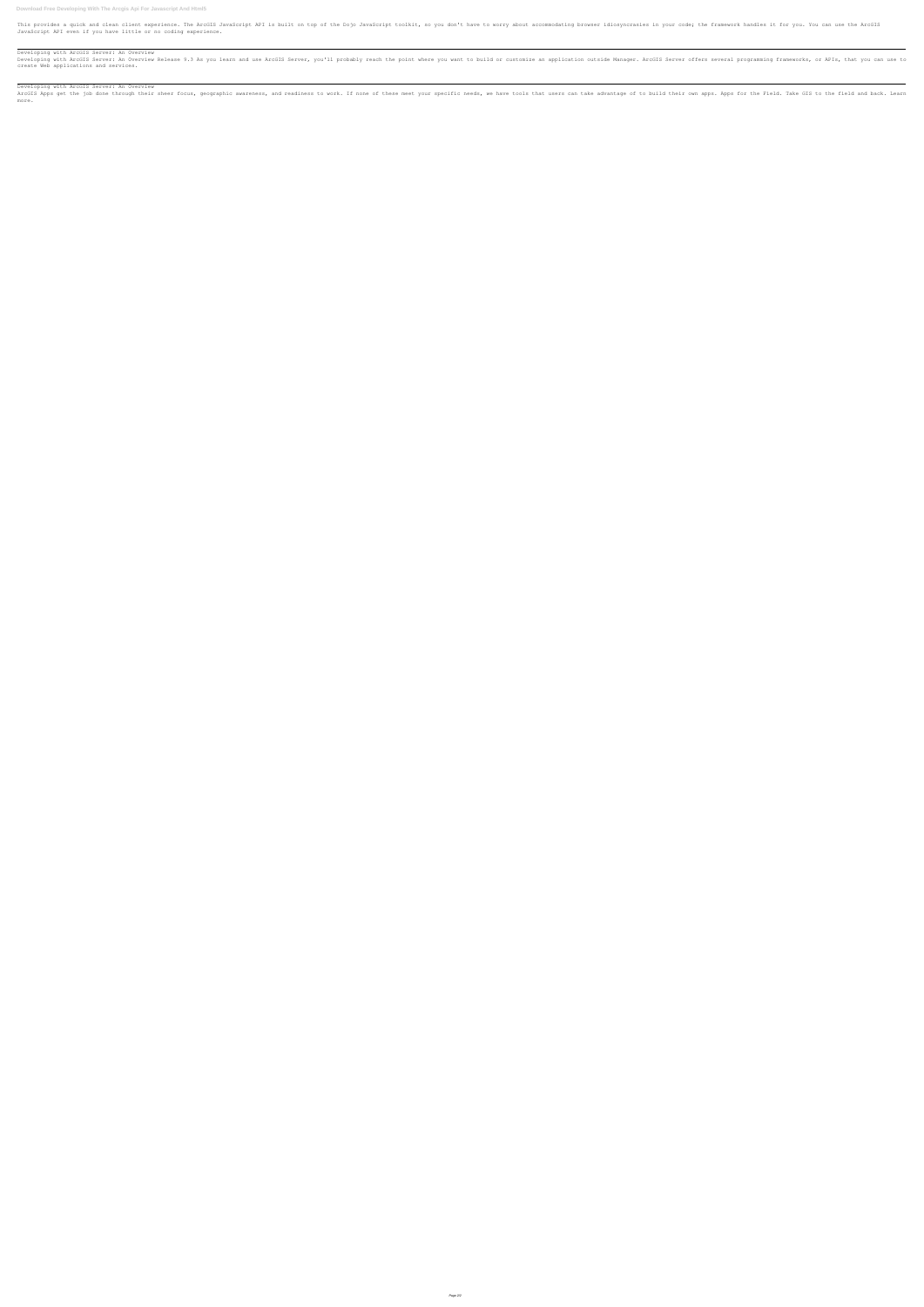This provides a quick and clean client experience. The ArcGIS JavaScript API is built on top of the Dojo JavaScript toolkit, so you don't have to worry about accommodating browser idiosyncrasies in your code; the framework handles it for you. You can use the ArcGIS JavaScript API even if you have little or no coding experience.

Developing with ArcGIS Server: An Overview

Developing with ArcGIS Server: An Overview Release 9.3 As you learn and use ArcGIS Server, you'll probably reach the point where you want to build or customize an application outside Manager. ArcGIS Server offers several programming frameworks, or APIs, that you can use to create Web applications and services.

Developing with ArcGIS Server: An Overview

ArcGIS Apps get the job done through their sheer focus, geographic awareness, and readiness to work. If none of these meet your specific needs, we have tools that users can take advantage of to build their own apps. Apps for the Field. Take GIS to the field and back. Learn more.